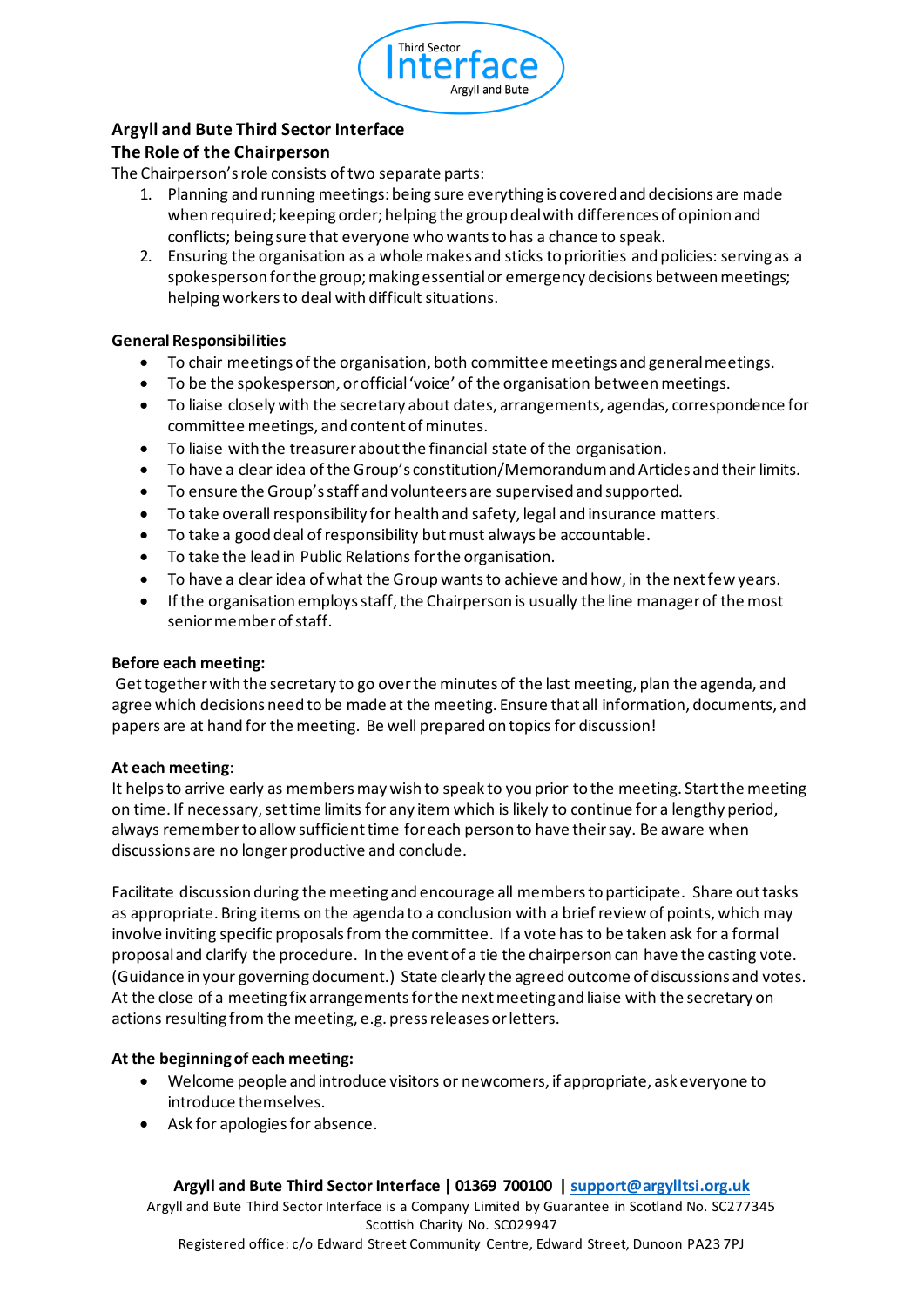Third Sector Interface Argyll and Bute

## Argyll and Bute Third Sector Interface

## The Role of the Chairperson

The Chairperson's role consists of two separate parts:

1. Planning and running meetings: being sure everything is covered and decisions are made when required; keeping order; helping the group deal with differences of opinion and conflicts; being sure that everyone who wants to has a chance to speak.
2. Ensuring the organisation as a whole makes and sticks to priorities and policies: serving as a spokesperson for the group; making essential or emergency decisions between meetings; helping workers to deal with difficult situations.

### General Responsibilities

- To chair meetings of the organisation, both committee meetings and general meetings.
- To be the spokesperson, or official 'voice' of the organisation between meetings.
- To liaise closely with the secretary about dates, arrangements, agendas, correspondence for committee meetings, and content of minutes.
- To liaise with the treasurer about the financial state of the organisation.
- To have a clear idea of the Group's constitution/Memorandum and Articles and their limits.
- To ensure the Group's staff and volunteers are supervised and supported.
- To take overall responsibility for health and safety, legal and insurance matters.
- To take a good deal of responsibility but must always be accountable.
- To take the lead in Public Relations for the organisation.
- To have a clear idea of what the Group wants to achieve and how, in the next few years.
- If the organisation employs staff, the Chairperson is usually the line manager of the most senior member of staff.

### Before each meeting:

Get together with the secretary to go over the minutes of the last meeting, plan the agenda, and agree which decisions need to be made at the meeting. Ensure that all information, documents, and papers are at hand for the meeting. Be well prepared on topics for discussion!

### At each meeting:

It helps to arrive early as members may wish to speak to you prior to the meeting. Start the meeting on time. If necessary, set time limits for any item which is likely to continue for a lengthy period, always remember to allow sufficient time for each person to have their say. Be aware when discussions are no longer productive and conclude.

Facilitate discussion during the meeting and encourage all members to participate. Share out tasks as appropriate. Bring items on the agenda to a conclusion with a brief review of points, which may involve inviting specific proposals from the committee. If a vote has to be taken ask for a formal proposal and clarify the procedure. In the event of a tie the chairperson can have the casting vote. (Guidance in your governing document.) State clearly the agreed outcome of discussions and votes. At the close of a meeting fix arrangements for the next meeting and liaise with the secretary on actions resulting from the meeting, e.g. press releases or letters.

### At the beginning of each meeting:

- Welcome people and introduce visitors or newcomers, if appropriate, ask everyone to introduce themselves.
- Ask for apologies for absence.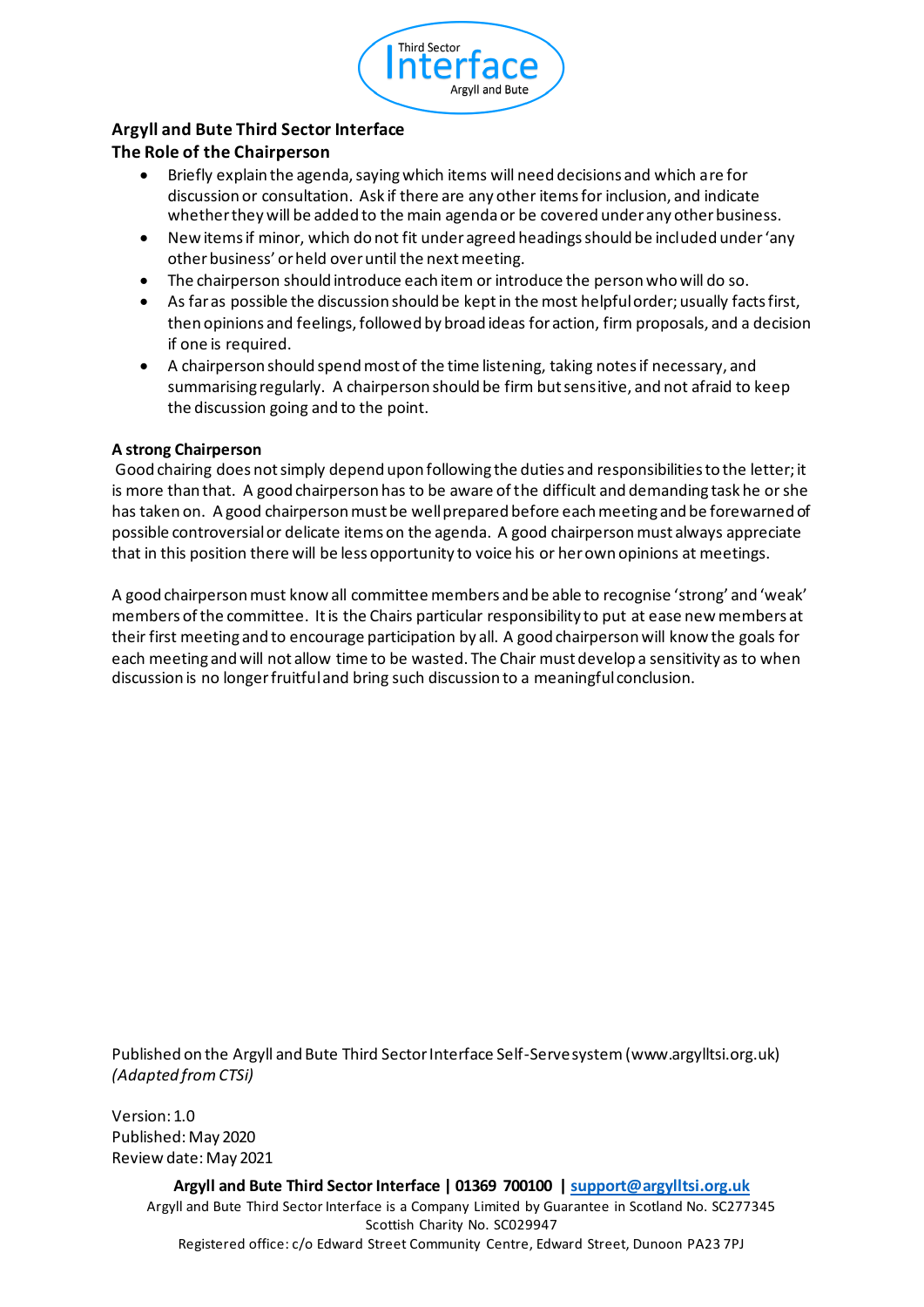**Argyll and Bute Third Sector Interface**
**The Role of the Chairperson**

- Briefly explain the agenda, saying which items will need decisions and which are for discussion or consultation. Ask if there are any other items for inclusion, and indicate whether they will be added to the main agenda or be covered under any other business.
- New items if minor, which do not fit under agreed headings should be included under 'any other business' or held over until the next meeting.
- The chairperson should introduce each item or introduce the person who will do so.
- As far as possible the discussion should be kept in the most helpful order; usually facts first, then opinions and feelings, followed by broad ideas for action, firm proposals, and a decision if one is required.
- A chairperson should spend most of the time listening, taking notes if necessary, and summarising regularly. A chairperson should be firm but sensitive, and not afraid to keep the discussion going and to the point.

**A strong Chairperson**

Good chairing does not simply depend upon following the duties and responsibilities to the letter; it is more than that. A good chairperson has to be aware of the difficult and demanding task he or she has taken on. A good chairperson must be well prepared before each meeting and be forewarned of possible controversial or delicate items on the agenda. A good chairperson must always appreciate that in this position there will be less opportunity to voice his or her own opinions at meetings.

A good chairperson must know all committee members and be able to recognise 'strong' and 'weak' members of the committee. It is the Chairs particular responsibility to put at ease new members at their first meeting and to encourage participation by all. A good chairperson will know the goals for each meeting and will not allow time to be wasted. The Chair must develop a sensitivity as to when discussion is no longer fruitful and bring such discussion to a meaningful conclusion.

Published on the Argyll and Bute Third Sector Interface Self-Serve system (www.argylltsi.org.uk)
*(Adapted from CTSi)*

Version: 1.0
Published: May 2020
Review date: May 2021

**Argyll and Bute Third Sector Interface | 01369 700100 | support@argylltsi.org.uk**
Argyll and Bute Third Sector Interface is a Company Limited by Guarantee in Scotland No. SC277345
Scottish Charity No. SC029947
Registered office: c/o Edward Street Community Centre, Edward Street, Dunoon PA23 7PJ